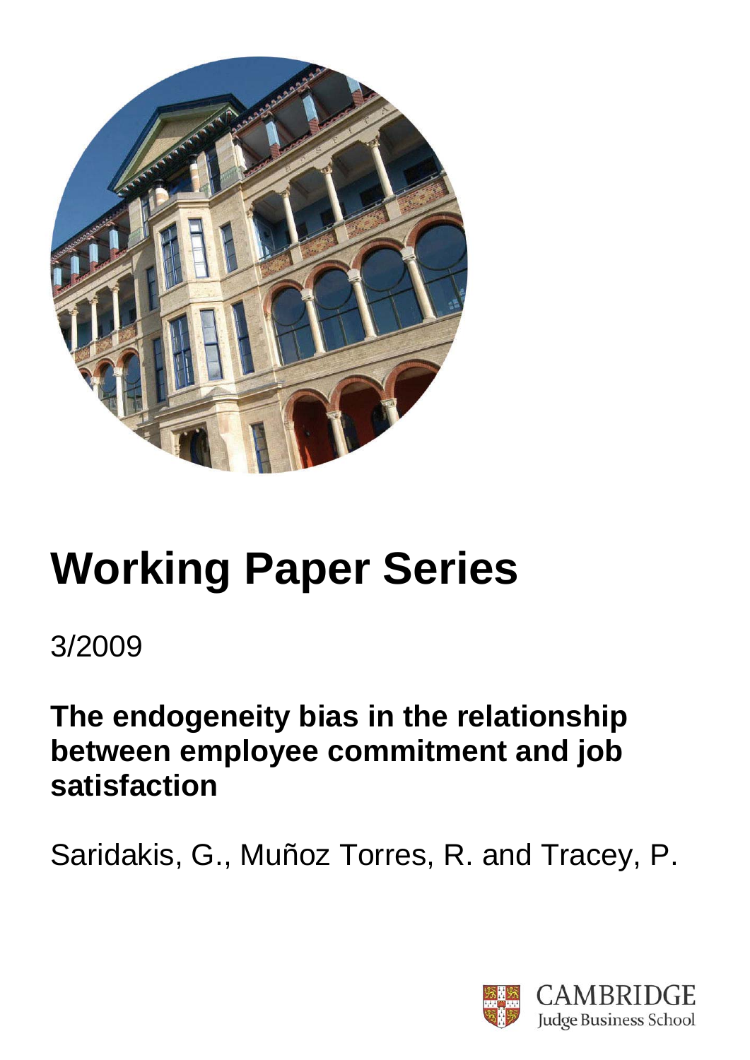# Working Paper Series

3/2009

## The endogeneity bias in the relationship between employee commitment and job satisfaction

Saridakis, G., Muñoz Torres, R. and Tracey, P.

CAMBRIDGE
Judge Business School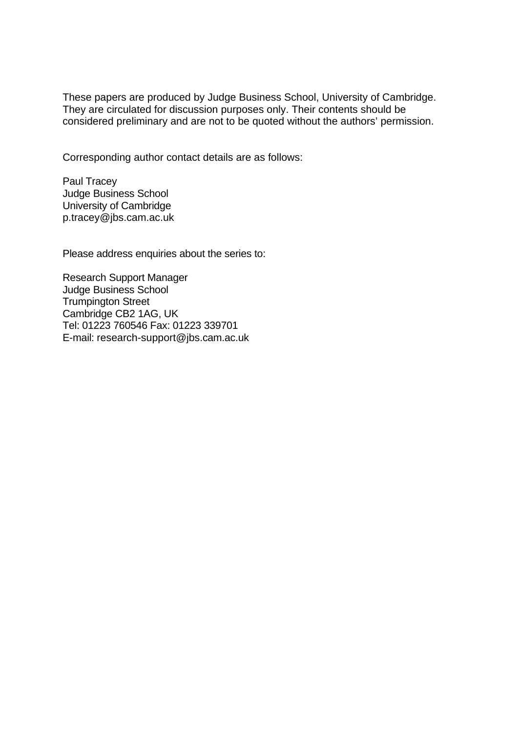These papers are produced by Judge Business School, University of Cambridge. They are circulated for discussion purposes only. Their contents should be considered preliminary and are not to be quoted without the authors' permission.

Corresponding author contact details are as follows:

Paul Tracey  
Judge Business School  
University of Cambridge  
p.tracey@jbs.cam.ac.uk

Please address enquiries about the series to:

Research Support Manager  
Judge Business School  
Trumpington Street  
Cambridge CB2 1AG, UK  
Tel: 01223 760546 Fax: 01223 339701  
E-mail: research-support@jbs.cam.ac.uk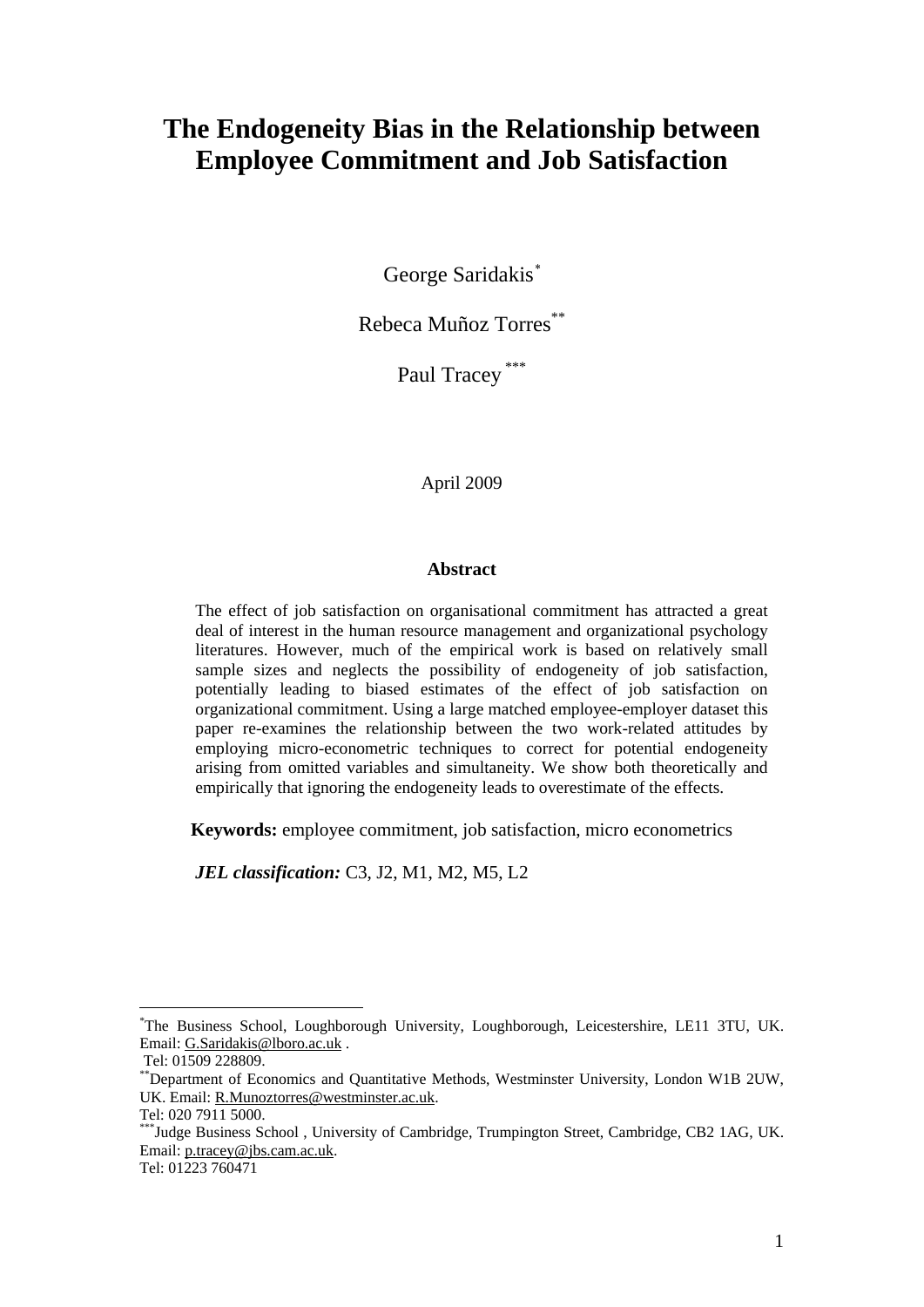# The Endogeneity Bias in the Relationship between Employee Commitment and Job Satisfaction

George Saridakis[*]

Rebeca Muñoz Torres[**]

Paul Tracey[***]

April 2009

### Abstract

The effect of job satisfaction on organisational commitment has attracted a great deal of interest in the human resource management and organizational psychology literatures. However, much of the empirical work is based on relatively small sample sizes and neglects the possibility of endogeneity of job satisfaction, potentially leading to biased estimates of the effect of job satisfaction on organizational commitment. Using a large matched employee-employer dataset this paper re-examines the relationship between the two work-related attitudes by employing micro-econometric techniques to correct for potential endogeneity arising from omitted variables and simultaneity. We show both theoretically and empirically that ignoring the endogeneity leads to overestimate of the effects.

**Keywords:** employee commitment, job satisfaction, micro econometrics

***JEL classification:*** C3, J2, M1, M2, M5, L2

---

[*] The Business School, Loughborough University, Loughborough, Leicestershire, LE11 3TU, UK. Email: G.Saridakis@lboro.ac.uk .
Tel: 01509 228809.

[**] Department of Economics and Quantitative Methods, Westminster University, London W1B 2UW, UK. Email: R.Munoztorres@westminster.ac.uk.
Tel: 020 7911 5000.

[***] Judge Business School , University of Cambridge, Trumpington Street, Cambridge, CB2 1AG, UK. Email: p.tracey@jbs.cam.ac.uk.
Tel: 01223 760471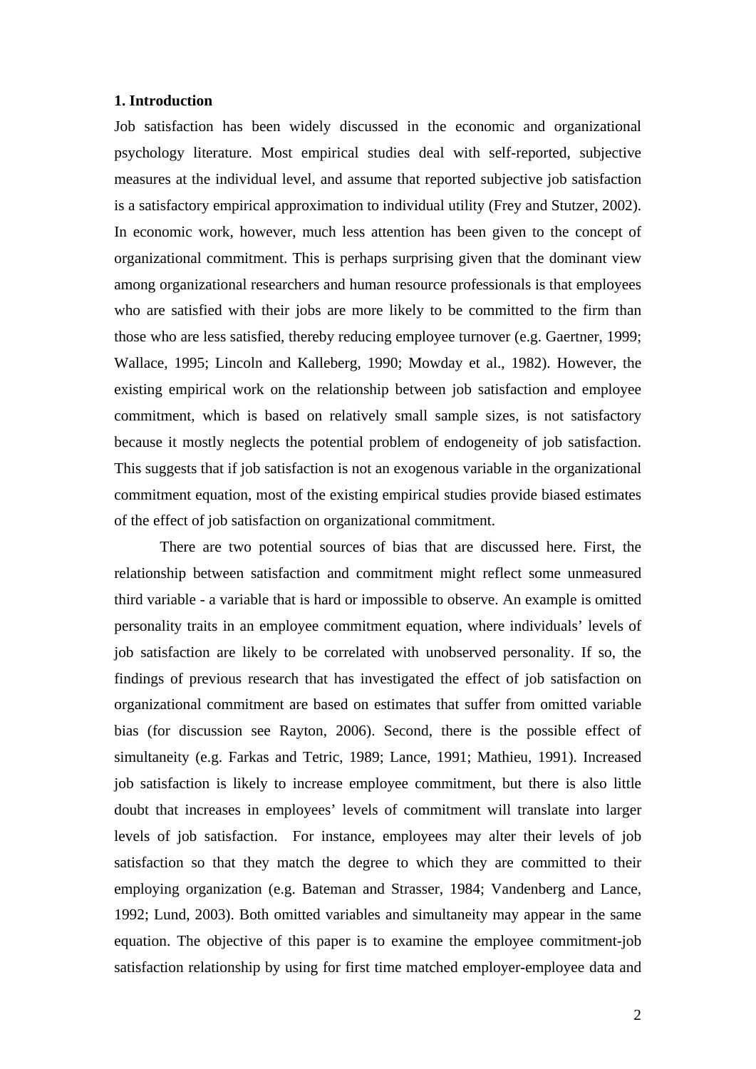## 1. Introduction

Job satisfaction has been widely discussed in the economic and organizational psychology literature. Most empirical studies deal with self-reported, subjective measures at the individual level, and assume that reported subjective job satisfaction is a satisfactory empirical approximation to individual utility (Frey and Stutzer, 2002). In economic work, however, much less attention has been given to the concept of organizational commitment. This is perhaps surprising given that the dominant view among organizational researchers and human resource professionals is that employees who are satisfied with their jobs are more likely to be committed to the firm than those who are less satisfied, thereby reducing employee turnover (e.g. Gaertner, 1999; Wallace, 1995; Lincoln and Kalleberg, 1990; Mowday et al., 1982). However, the existing empirical work on the relationship between job satisfaction and employee commitment, which is based on relatively small sample sizes, is not satisfactory because it mostly neglects the potential problem of endogeneity of job satisfaction. This suggests that if job satisfaction is not an exogenous variable in the organizational commitment equation, most of the existing empirical studies provide biased estimates of the effect of job satisfaction on organizational commitment.

There are two potential sources of bias that are discussed here. First, the relationship between satisfaction and commitment might reflect some unmeasured third variable - a variable that is hard or impossible to observe. An example is omitted personality traits in an employee commitment equation, where individuals' levels of job satisfaction are likely to be correlated with unobserved personality. If so, the findings of previous research that has investigated the effect of job satisfaction on organizational commitment are based on estimates that suffer from omitted variable bias (for discussion see Rayton, 2006). Second, there is the possible effect of simultaneity (e.g. Farkas and Tetric, 1989; Lance, 1991; Mathieu, 1991). Increased job satisfaction is likely to increase employee commitment, but there is also little doubt that increases in employees' levels of commitment will translate into larger levels of job satisfaction. For instance, employees may alter their levels of job satisfaction so that they match the degree to which they are committed to their employing organization (e.g. Bateman and Strasser, 1984; Vandenberg and Lance, 1992; Lund, 2003). Both omitted variables and simultaneity may appear in the same equation. The objective of this paper is to examine the employee commitment-job satisfaction relationship by using for first time matched employer-employee data and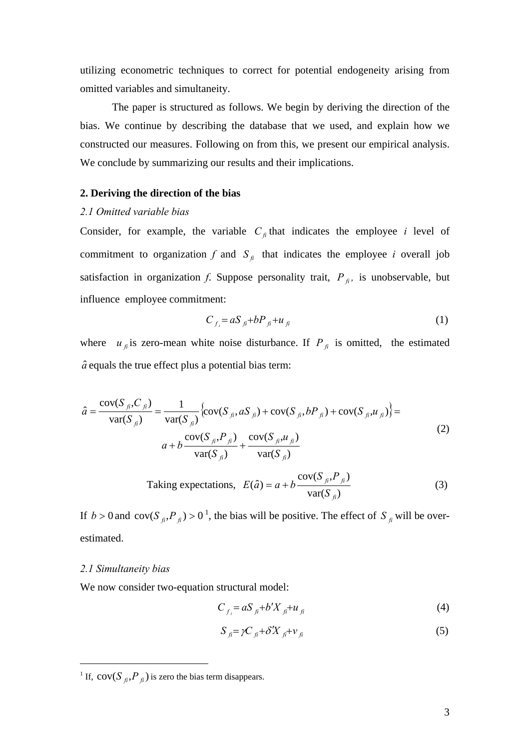utilizing econometric techniques to correct for potential endogeneity arising from omitted variables and simultaneity.

The paper is structured as follows. We begin by deriving the direction of the bias. We continue by describing the database that we used, and explain how we constructed our measures. Following on from this, we present our empirical analysis. We conclude by summarizing our results and their implications.

## 2. Deriving the direction of the bias

### *2.1 Omitted variable bias*

Consider, for example, the variable $C_{fi}$ that indicates the employee *i* level of commitment to organization *f* and $S_{fi}$ that indicates the employee *i* overall job satisfaction in organization *f*. Suppose personality trait, $P_{fi}$, is unobservable, but influence employee commitment:

$$C_{f_i} = aS_{fi} + bP_{fi} + u_{fi} \tag{1}$$

where $u_{fi}$ is zero-mean white noise disturbance. If $P_{fi}$ is omitted, the estimated $\hat{a}$ equals the true effect plus a potential bias term:

$$\begin{aligned}\hat{a} = \frac{\text{cov}(S_{fi}, C_{fi})}{\text{var}(S_{fi})} = \frac{1}{\text{var}(S_{fi})}\left\{\text{cov}(S_{fi}, aS_{fi}) + \text{cov}(S_{fi}, bP_{fi}) + \text{cov}(S_{fi}, u_{fi})\right\} = \\ a + b\frac{\text{cov}(S_{fi}, P_{fi})}{\text{var}(S_{fi})} + \frac{\text{cov}(S_{fi}, u_{fi})}{\text{var}(S_{fi})}\end{aligned} \tag{2}$$

$$\text{Taking expectations,} \quad E(\hat{a}) = a + b\frac{\text{cov}(S_{fi}, P_{fi})}{\text{var}(S_{fi})} \tag{3}$$

If $b > 0$ and $\text{cov}(S_{fi}, P_{fi}) > 0$ [1], the bias will be positive. The effect of $S_{fi}$ will be over-estimated.

### *2.1 Simultaneity bias*

We now consider two-equation structural model:

$$C_{f_i} = aS_{fi} + b'X_{fi} + u_{fi} \tag{4}$$

$$S_{fi} = \gamma C_{fi} + \delta' X_{fi} + v_{fi} \tag{5}$$

---

[1] If, $\text{cov}(S_{fi}, P_{fi})$ is zero the bias term disappears.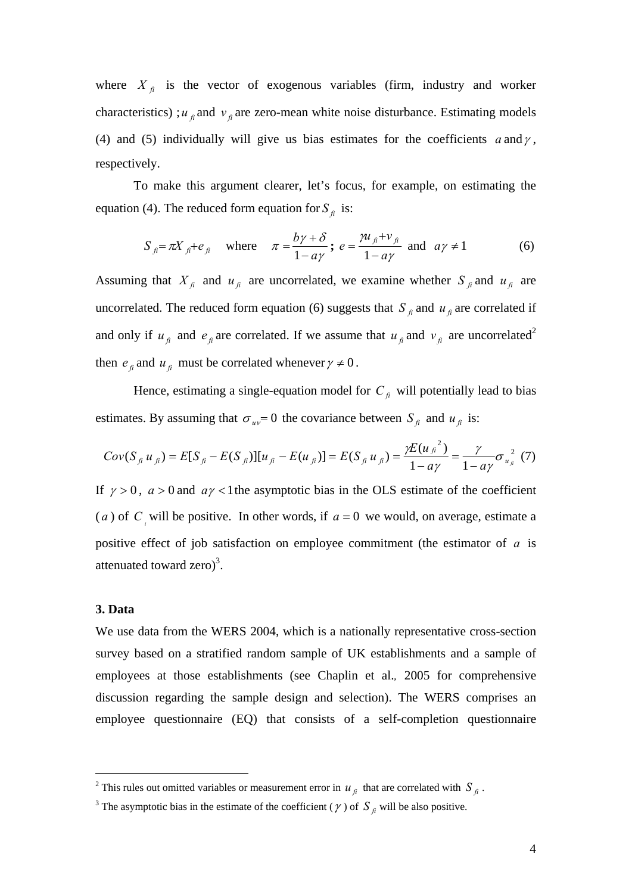where $X_{fi}$ is the vector of exogenous variables (firm, industry and worker characteristics) ; $u_{fi}$ and $v_{fi}$ are zero-mean white noise disturbance. Estimating models (4) and (5) individually will give us bias estimates for the coefficients $a$ and $\gamma$, respectively.

To make this argument clearer, let's focus, for example, on estimating the equation (4). The reduced form equation for $S_{fi}$ is:

$$S_{fi} = \pi X_{fi} + e_{fi} \quad \text{where} \quad \pi = \frac{b\gamma + \delta}{1 - a\gamma}\text{;}\ e = \frac{\gamma u_{fi} + v_{fi}}{1 - a\gamma} \text{ and } a\gamma \neq 1 \qquad (6)$$

Assuming that $X_{fi}$ and $u_{fi}$ are uncorrelated, we examine whether $S_{fi}$ and $u_{fi}$ are uncorrelated. The reduced form equation (6) suggests that $S_{fi}$ and $u_{fi}$ are correlated if and only if $u_{fi}$ and $e_{fi}$ are correlated. If we assume that $u_{fi}$ and $v_{fi}$ are uncorrelated[2] then $e_{fi}$ and $u_{fi}$ must be correlated whenever $\gamma \neq 0$.

Hence, estimating a single-equation model for $C_{fi}$ will potentially lead to bias estimates. By assuming that $\sigma_{uv} = 0$ the covariance between $S_{fi}$ and $u_{fi}$ is:

$$Cov(S_{fi}\, u_{fi}) = E[S_{fi} - E(S_{fi})][u_{fi} - E(u_{fi})] = E(S_{fi}\, u_{fi}) = \frac{\gamma E(u_{fi}^{\,2})}{1 - a\gamma} = \frac{\gamma}{1 - a\gamma}\sigma_{u_{fi}}^{\,2} \quad (7)$$

If $\gamma > 0$, $a > 0$ and $a\gamma < 1$ the asymptotic bias in the OLS estimate of the coefficient ($a$) of $C_i$ will be positive. In other words, if $a = 0$ we would, on average, estimate a positive effect of job satisfaction on employee commitment (the estimator of $a$ is attenuated toward zero)[3].

### 3. Data

We use data from the WERS 2004, which is a nationally representative cross-section survey based on a stratified random sample of UK establishments and a sample of employees at those establishments (see Chaplin et al., 2005 for comprehensive discussion regarding the sample design and selection). The WERS comprises an employee questionnaire (EQ) that consists of a self-completion questionnaire

---

[2] This rules out omitted variables or measurement error in $u_{fi}$ that are correlated with $S_{fi}$.

[3] The asymptotic bias in the estimate of the coefficient ($\gamma$) of $S_{fi}$ will be also positive.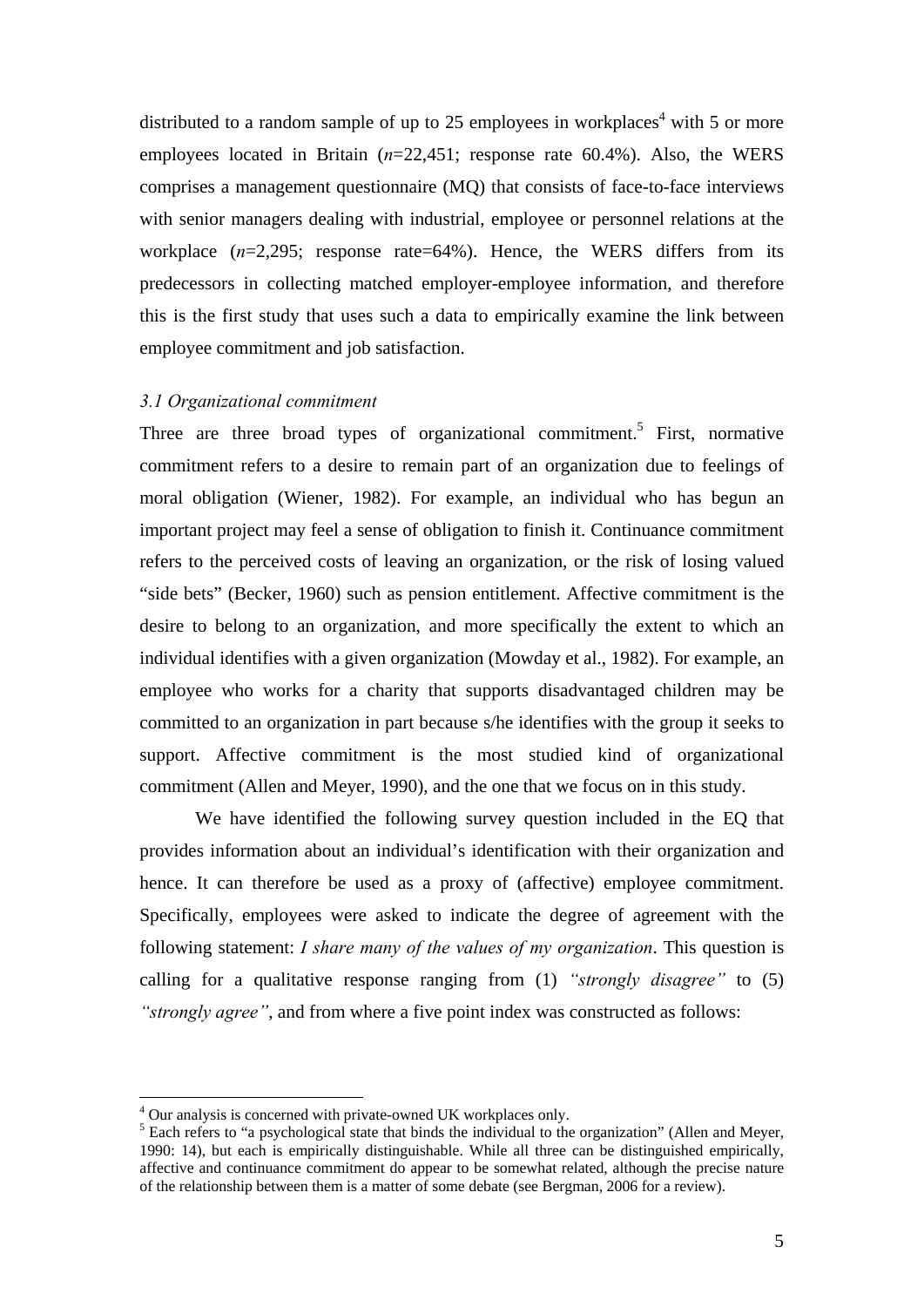distributed to a random sample of up to 25 employees in workplaces[4] with 5 or more employees located in Britain ($n$=22,451; response rate 60.4%). Also, the WERS comprises a management questionnaire (MQ) that consists of face-to-face interviews with senior managers dealing with industrial, employee or personnel relations at the workplace ($n$=2,295; response rate=64%). Hence, the WERS differs from its predecessors in collecting matched employer-employee information, and therefore this is the first study that uses such a data to empirically examine the link between employee commitment and job satisfaction.

### *3.1 Organizational commitment*

Three are three broad types of organizational commitment.[5] First, normative commitment refers to a desire to remain part of an organization due to feelings of moral obligation (Wiener, 1982). For example, an individual who has begun an important project may feel a sense of obligation to finish it. Continuance commitment refers to the perceived costs of leaving an organization, or the risk of losing valued "side bets" (Becker, 1960) such as pension entitlement. Affective commitment is the desire to belong to an organization, and more specifically the extent to which an individual identifies with a given organization (Mowday et al., 1982). For example, an employee who works for a charity that supports disadvantaged children may be committed to an organization in part because s/he identifies with the group it seeks to support. Affective commitment is the most studied kind of organizational commitment (Allen and Meyer, 1990), and the one that we focus on in this study.

We have identified the following survey question included in the EQ that provides information about an individual's identification with their organization and hence. It can therefore be used as a proxy of (affective) employee commitment. Specifically, employees were asked to indicate the degree of agreement with the following statement: *I share many of the values of my organization*. This question is calling for a qualitative response ranging from (1) *"strongly disagree"* to (5) *"strongly agree"*, and from where a five point index was constructed as follows:

---

[4] Our analysis is concerned with private-owned UK workplaces only.

[5] Each refers to "a psychological state that binds the individual to the organization" (Allen and Meyer, 1990: 14), but each is empirically distinguishable. While all three can be distinguished empirically, affective and continuance commitment do appear to be somewhat related, although the precise nature of the relationship between them is a matter of some debate (see Bergman, 2006 for a review).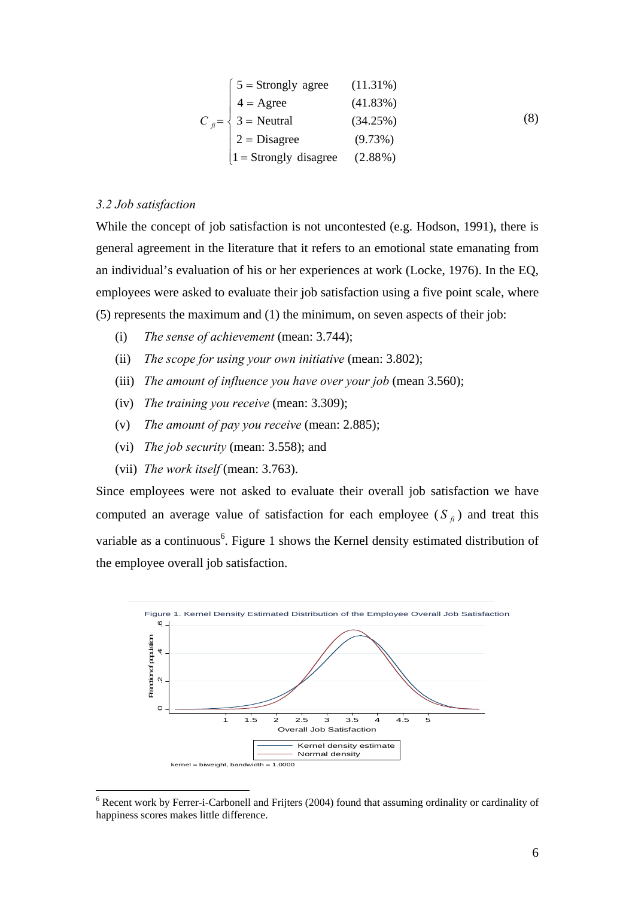$$C_{fi} = \begin{cases} 5 = \text{Strongly agree} & (11.31\%) \\ 4 = \text{Agree} & (41.83\%) \\ 3 = \text{Neutral} & (34.25\%) \\ 2 = \text{Disagree} & (9.73\%) \\ 1 = \text{Strongly disagree} & (2.88\%) \end{cases} \quad (8)$$

### *3.2 Job satisfaction*

While the concept of job satisfaction is not uncontested (e.g. Hodson, 1991), there is general agreement in the literature that it refers to an emotional state emanating from an individual's evaluation of his or her experiences at work (Locke, 1976). In the EQ, employees were asked to evaluate their job satisfaction using a five point scale, where (5) represents the maximum and (1) the minimum, on seven aspects of their job:

(i) *The sense of achievement* (mean: 3.744);

(ii) *The scope for using your own initiative* (mean: 3.802);

(iii) *The amount of influence you have over your job* (mean 3.560);

(iv) *The training you receive* (mean: 3.309);

(v) *The amount of pay you receive* (mean: 2.885);

(vi) *The job security* (mean: 3.558); and

(vii) *The work itself* (mean: 3.763).

Since employees were not asked to evaluate their overall job satisfaction we have computed an average value of satisfaction for each employee ($S_{fi}$) and treat this variable as a continuous[6]. Figure 1 shows the Kernel density estimated distribution of the employee overall job satisfaction.

Figure 1. Kernel Density Estimated Distribution of the Employee Overall Job Satisfaction

[6] Recent work by Ferrer-i-Carbonell and Frijters (2004) found that assuming ordinality or cardinality of happiness scores makes little difference.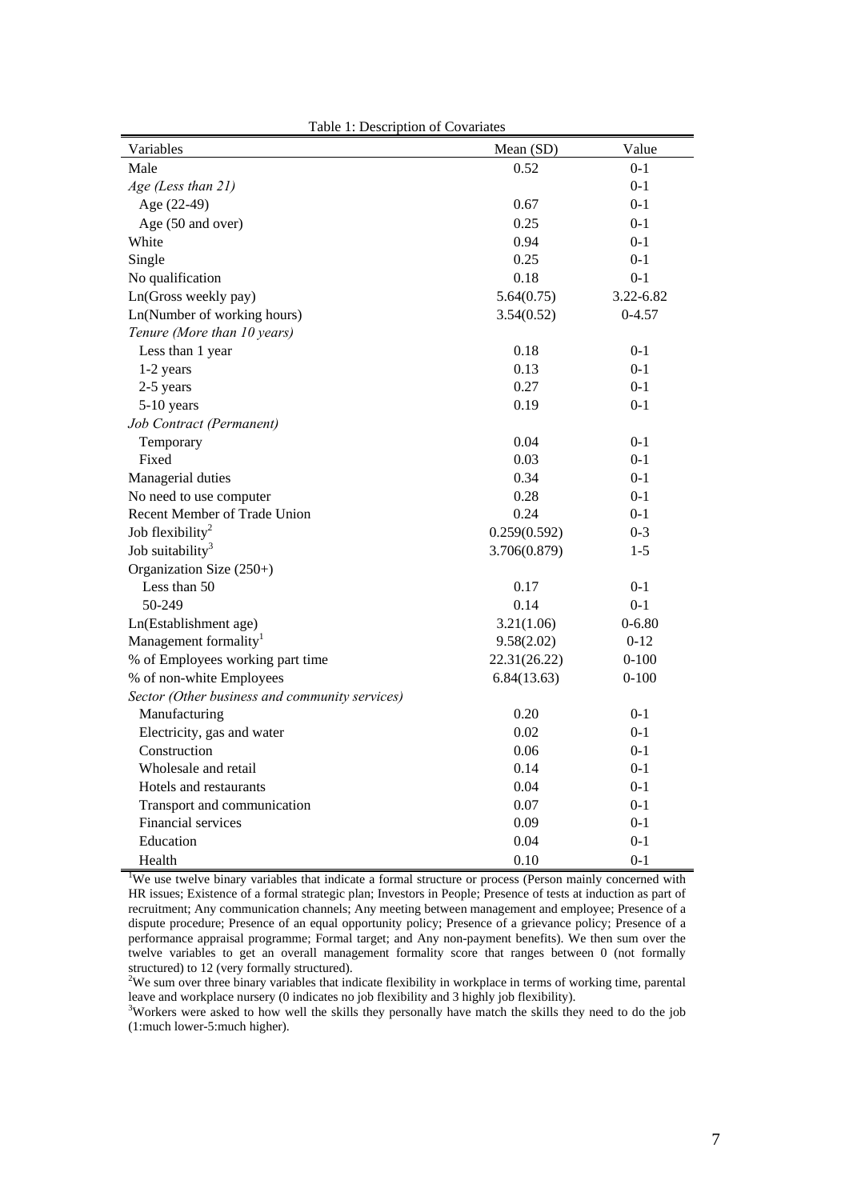Table 1: Description of Covariates

| Variables | Mean (SD) | Value |
|---|---|---|
| Male | 0.52 | 0-1 |
| *Age (Less than 21)* | | 0-1 |
| Age (22-49) | 0.67 | 0-1 |
| Age (50 and over) | 0.25 | 0-1 |
| White | 0.94 | 0-1 |
| Single | 0.25 | 0-1 |
| No qualification | 0.18 | 0-1 |
| Ln(Gross weekly pay) | 5.64(0.75) | 3.22-6.82 |
| Ln(Number of working hours) | 3.54(0.52) | 0-4.57 |
| *Tenure (More than 10 years)* | | |
| Less than 1 year | 0.18 | 0-1 |
| 1-2 years | 0.13 | 0-1 |
| 2-5 years | 0.27 | 0-1 |
| 5-10 years | 0.19 | 0-1 |
| *Job Contract (Permanent)* | | |
| Temporary | 0.04 | 0-1 |
| Fixed | 0.03 | 0-1 |
| Managerial duties | 0.34 | 0-1 |
| No need to use computer | 0.28 | 0-1 |
| Recent Member of Trade Union | 0.24 | 0-1 |
| Job flexibility[2] | 0.259(0.592) | 0-3 |
| Job suitability[3] | 3.706(0.879) | 1-5 |
| Organization Size (250+) | | |
| Less than 50 | 0.17 | 0-1 |
| 50-249 | 0.14 | 0-1 |
| Ln(Establishment age) | 3.21(1.06) | 0-6.80 |
| Management formality[1] | 9.58(2.02) | 0-12 |
| % of Employees working part time | 22.31(26.22) | 0-100 |
| % of non-white Employees | 6.84(13.63) | 0-100 |
| *Sector (Other business and community services)* | | |
| Manufacturing | 0.20 | 0-1 |
| Electricity, gas and water | 0.02 | 0-1 |
| Construction | 0.06 | 0-1 |
| Wholesale and retail | 0.14 | 0-1 |
| Hotels and restaurants | 0.04 | 0-1 |
| Transport and communication | 0.07 | 0-1 |
| Financial services | 0.09 | 0-1 |
| Education | 0.04 | 0-1 |
| Health | 0.10 | 0-1 |

[1]We use twelve binary variables that indicate a formal structure or process (Person mainly concerned with HR issues; Existence of a formal strategic plan; Investors in People; Presence of tests at induction as part of recruitment; Any communication channels; Any meeting between management and employee; Presence of a dispute procedure; Presence of an equal opportunity policy; Presence of a grievance policy; Presence of a performance appraisal programme; Formal target; and Any non-payment benefits). We then sum over the twelve variables to get an overall management formality score that ranges between 0 (not formally structured) to 12 (very formally structured).

[2]We sum over three binary variables that indicate flexibility in workplace in terms of working time, parental leave and workplace nursery (0 indicates no job flexibility and 3 highly job flexibility).

[3]Workers were asked to how well the skills they personally have match the skills they need to do the job (1:much lower-5:much higher).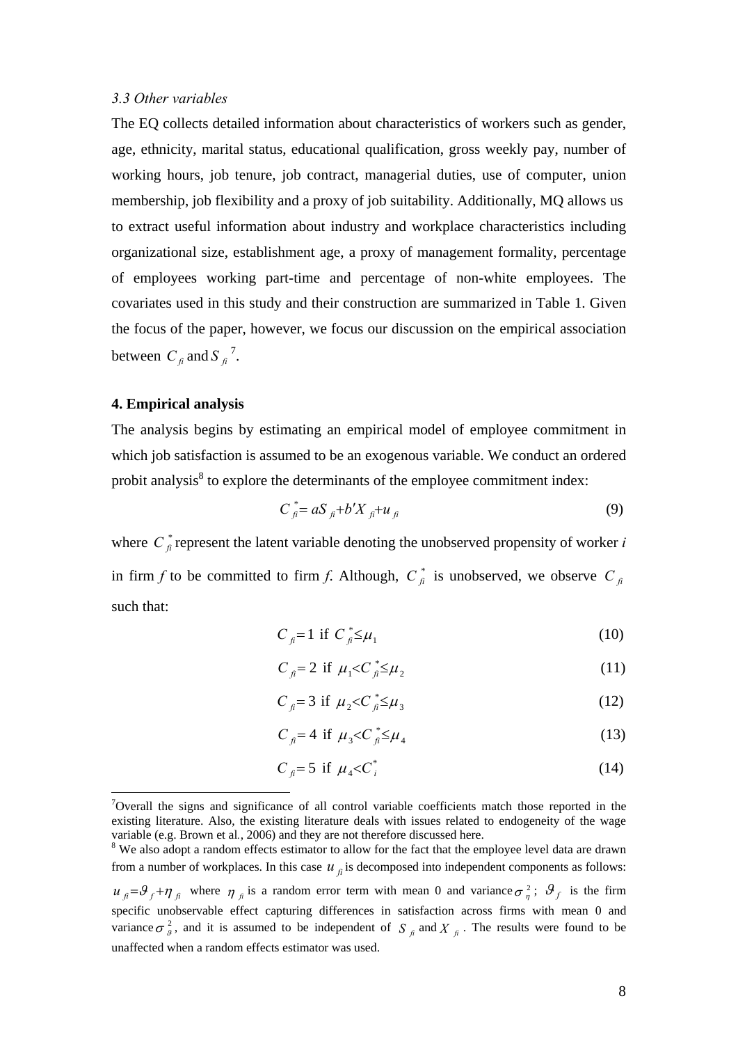### *3.3 Other variables*

The EQ collects detailed information about characteristics of workers such as gender, age, ethnicity, marital status, educational qualification, gross weekly pay, number of working hours, job tenure, job contract, managerial duties, use of computer, union membership, job flexibility and a proxy of job suitability. Additionally, MQ allows us to extract useful information about industry and workplace characteristics including organizational size, establishment age, a proxy of management formality, percentage of employees working part-time and percentage of non-white employees. The covariates used in this study and their construction are summarized in Table 1. Given the focus of the paper, however, we focus our discussion on the empirical association between $C_{fi}$ and $S_{fi}$ [7].

### 4. Empirical analysis

The analysis begins by estimating an empirical model of employee commitment in which job satisfaction is assumed to be an exogenous variable. We conduct an ordered probit analysis[8] to explore the determinants of the employee commitment index:

$$C^*_{fi} = aS_{fi} + b'X_{fi} + u_{fi} \tag{9}$$

where $C^*_{fi}$ represent the latent variable denoting the unobserved propensity of worker *i* in firm *f* to be committed to firm *f*. Although, $C^*_{fi}$ is unobserved, we observe $C_{fi}$ such that:

$$C_{fi} = 1 \text{ if } C^*_{fi} \leq \mu_1 \tag{10}$$

$$C_{fi} = 2 \text{ if } \mu_1 < C^*_{fi} \leq \mu_2 \tag{11}$$

$$C_{fi} = 3 \text{ if } \mu_2 < C^*_{fi} \leq \mu_3 \tag{12}$$

$$C_{fi} = 4 \text{ if } \mu_3 < C^*_{fi} \leq \mu_4 \tag{13}$$

$$C_{fi} = 5 \text{ if } \mu_4 < C^*_{i} \tag{14}$$

---

[7] Overall the signs and significance of all control variable coefficients match those reported in the existing literature. Also, the existing literature deals with issues related to endogeneity of the wage variable (e.g. Brown et al., 2006) and they are not therefore discussed here.

[8] We also adopt a random effects estimator to allow for the fact that the employee level data are drawn from a number of workplaces. In this case $u_{fi}$ is decomposed into independent components as follows: $u_{fi} = \vartheta_f + \eta_{fi}$ where $\eta_{fi}$ is a random error term with mean 0 and variance $\sigma^2_\eta$; $\vartheta_f$ is the firm specific unobservable effect capturing differences in satisfaction across firms with mean 0 and variance $\sigma^2_\vartheta$, and it is assumed to be independent of $S_{fi}$ and $X_{fi}$. The results were found to be unaffected when a random effects estimator was used.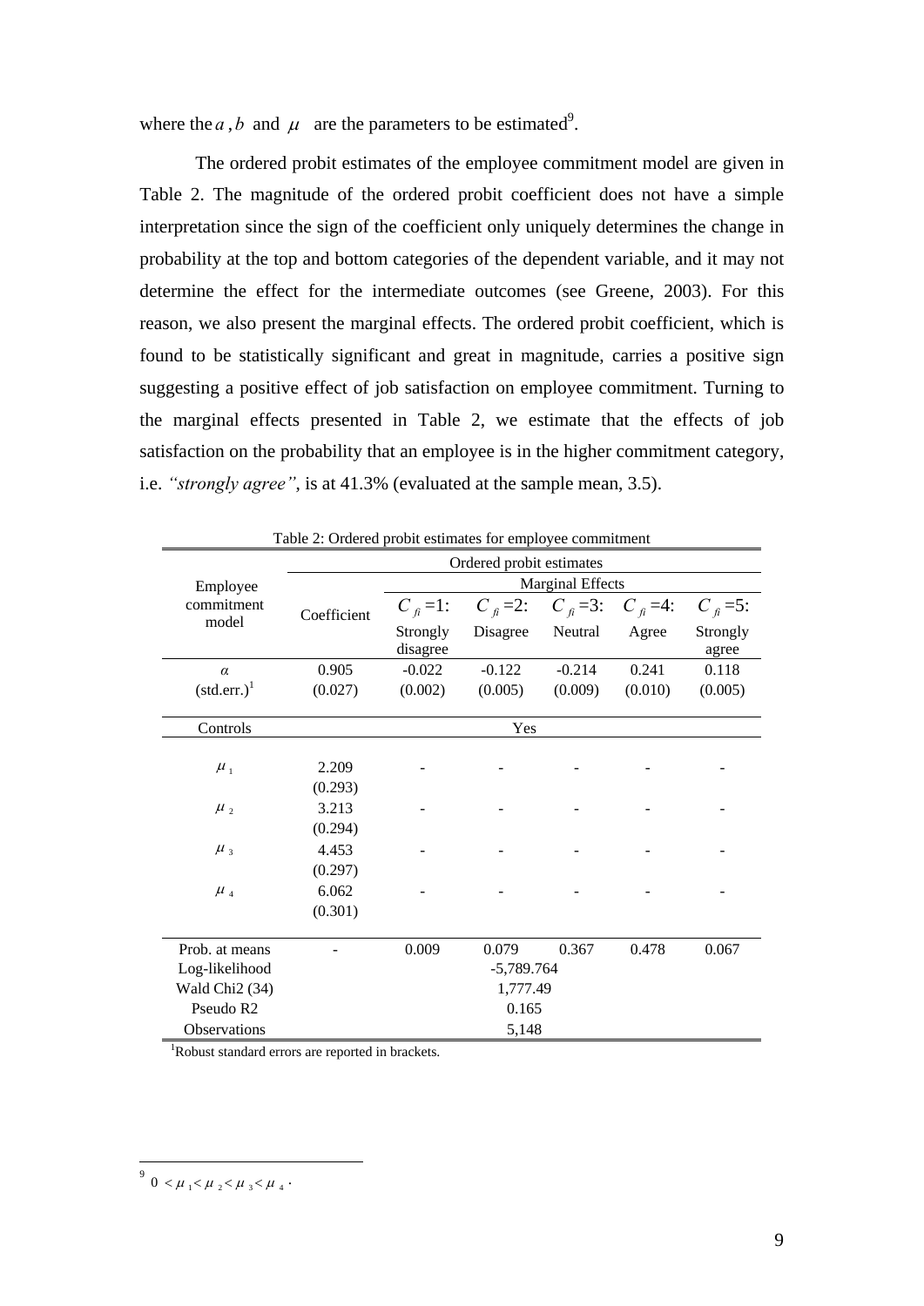where the $a$, $b$ and $\mu$ are the parameters to be estimated[9].

The ordered probit estimates of the employee commitment model are given in Table 2. The magnitude of the ordered probit coefficient does not have a simple interpretation since the sign of the coefficient only uniquely determines the change in probability at the top and bottom categories of the dependent variable, and it may not determine the effect for the intermediate outcomes (see Greene, 2003). For this reason, we also present the marginal effects. The ordered probit coefficient, which is found to be statistically significant and great in magnitude, carries a positive sign suggesting a positive effect of job satisfaction on employee commitment. Turning to the marginal effects presented in Table 2, we estimate that the effects of job satisfaction on the probability that an employee is in the higher commitment category, i.e. *"strongly agree"*, is at 41.3% (evaluated at the sample mean, 3.5).

Table 2: Ordered probit estimates for employee commitment

| Employee commitment model | Ordered probit estimates | | | | | |
|---|---|---|---|---|---|---|
| | Coefficient | Marginal Effects | | | | |
| | | $C_{fi}$=1: Strongly disagree | $C_{fi}$=2: Disagree | $C_{fi}$=3: Neutral | $C_{fi}$=4: Agree | $C_{fi}$=5: Strongly agree |
| $\alpha$ | 0.905 | -0.022 | -0.122 | -0.214 | 0.241 | 0.118 |
| (std.err.)[1] | (0.027) | (0.002) | (0.005) | (0.009) | (0.010) | (0.005) |
| Controls | Yes | | | | | |
| $\mu_1$ | 2.209 | - | - | - | - | - |
| | (0.293) | | | | | |
| $\mu_2$ | 3.213 | - | - | - | - | - |
| | (0.294) | | | | | |
| $\mu_3$ | 4.453 | - | - | - | - | - |
| | (0.297) | | | | | |
| $\mu_4$ | 6.062 | - | - | - | - | - |
| | (0.301) | | | | | |
| Prob. at means | - | 0.009 | 0.079 | 0.367 | 0.478 | 0.067 |
| Log-likelihood | -5,789.764 | | | | | |
| Wald Chi2 (34) | 1,777.49 | | | | | |
| Pseudo R2 | 0.165 | | | | | |
| Observations | 5,148 | | | | | |

[1]Robust standard errors are reported in brackets.

[9] $0 < \mu_1 < \mu_2 < \mu_3 < \mu_4$.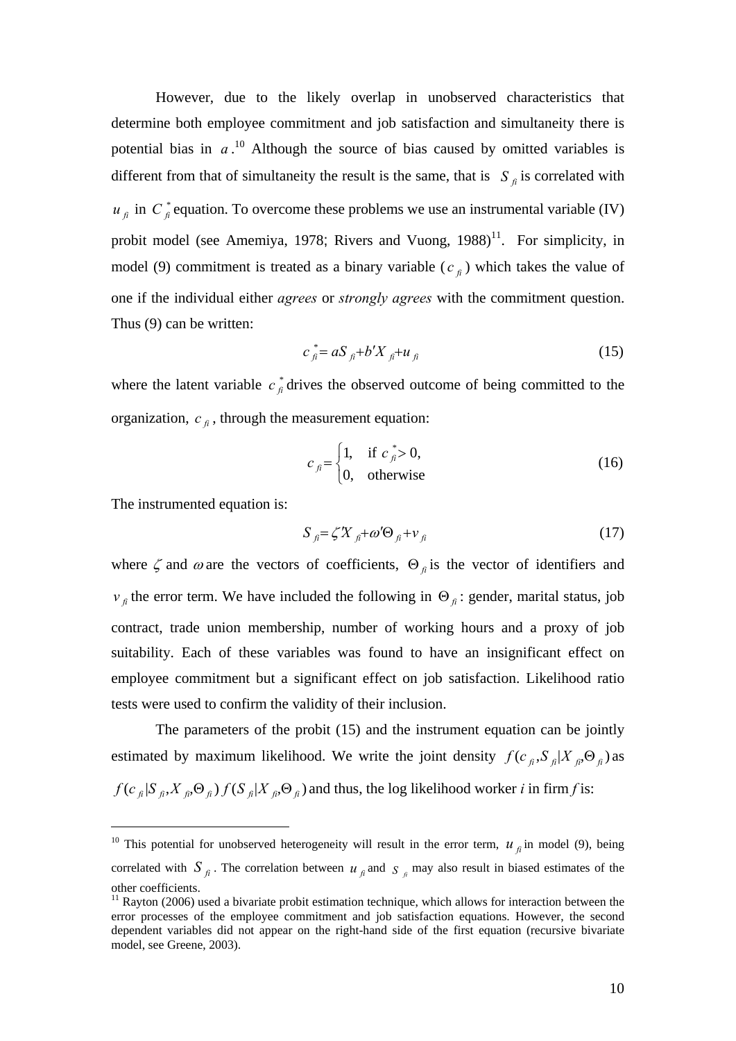However, due to the likely overlap in unobserved characteristics that determine both employee commitment and job satisfaction and simultaneity there is potential bias in $a$.[10] Although the source of bias caused by omitted variables is different from that of simultaneity the result is the same, that is $S_{fi}$ is correlated with $u_{fi}$ in $C^*_{fi}$ equation. To overcome these problems we use an instrumental variable (IV) probit model (see Amemiya, 1978; Rivers and Vuong, 1988)[11]. For simplicity, in model (9) commitment is treated as a binary variable ($c_{fi}$) which takes the value of one if the individual either *agrees* or *strongly agrees* with the commitment question. Thus (9) can be written:

$$c^*_{fi} = aS_{fi} + b'X_{fi} + u_{fi} \tag{15}$$

where the latent variable $c^*_{fi}$ drives the observed outcome of being committed to the organization, $c_{fi}$, through the measurement equation:

$$c_{fi} = \begin{cases} 1, & \text{if } c^*_{fi} > 0, \\ 0, & \text{otherwise} \end{cases} \tag{16}$$

The instrumented equation is:

$$S_{fi} = \zeta' X_{fi} + \omega' \Theta_{fi} + v_{fi} \tag{17}$$

where $\zeta$ and $\omega$ are the vectors of coefficients, $\Theta_{fi}$ is the vector of identifiers and $v_{fi}$ the error term. We have included the following in $\Theta_{fi}$: gender, marital status, job contract, trade union membership, number of working hours and a proxy of job suitability. Each of these variables was found to have an insignificant effect on employee commitment but a significant effect on job satisfaction. Likelihood ratio tests were used to confirm the validity of their inclusion.

The parameters of the probit (15) and the instrument equation can be jointly estimated by maximum likelihood. We write the joint density $f(c_{fi}, S_{fi} | X_{fi}, \Theta_{fi})$ as $f(c_{fi} | S_{fi}, X_{fi}, \Theta_{fi})\, f(S_{fi} | X_{fi}, \Theta_{fi})$ and thus, the log likelihood worker *i* in firm *f* is:

---

[10] This potential for unobserved heterogeneity will result in the error term, $u_{fi}$ in model (9), being correlated with $S_{fi}$. The correlation between $u_{fi}$ and $S_{fi}$ may also result in biased estimates of the other coefficients.

[11] Rayton (2006) used a bivariate probit estimation technique, which allows for interaction between the error processes of the employee commitment and job satisfaction equations. However, the second dependent variables did not appear on the right-hand side of the first equation (recursive bivariate model, see Greene, 2003).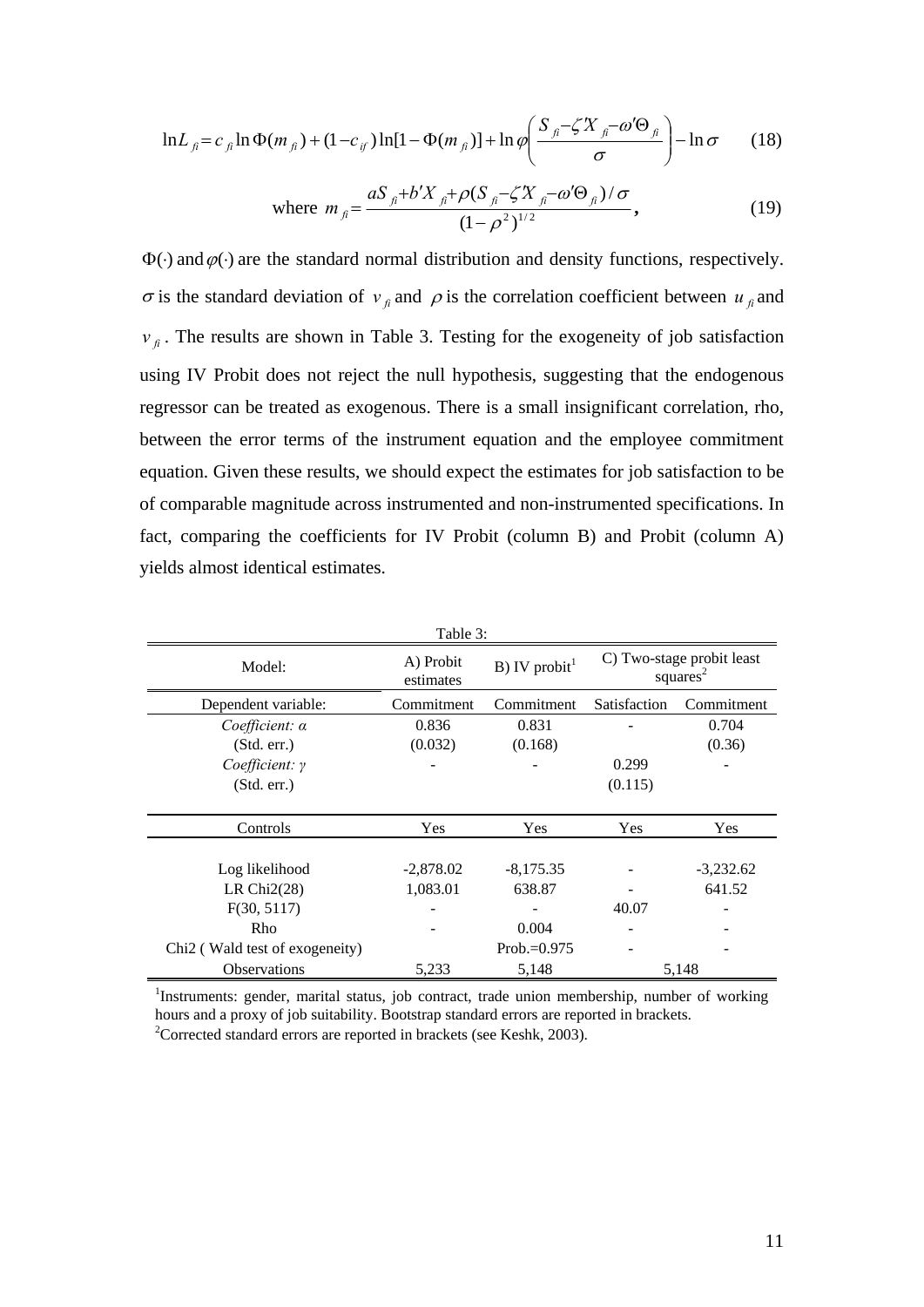$$\ln L_{fi} = c_{fi} \ln \Phi(m_{fi}) + (1 - c_{if}) \ln[1 - \Phi(m_{fi})] + \ln \varphi\left(\frac{S_{fi} - \zeta' X_{fi} - \omega' \Theta_{fi}}{\sigma}\right) - \ln \sigma \qquad (18)$$

$$\text{where } m_{fi} = \frac{aS_{fi} + b' X_{fi} + \rho (S_{fi} - \zeta' X_{fi} - \omega' \Theta_{fi}) / \sigma}{(1 - \rho^2)^{1/2}}, \qquad (19)$$

$\Phi(\cdot)$ and $\varphi(\cdot)$ are the standard normal distribution and density functions, respectively. $\sigma$ is the standard deviation of $v_{fi}$ and $\rho$ is the correlation coefficient between $u_{fi}$ and $v_{fi}$. The results are shown in Table 3. Testing for the exogeneity of job satisfaction using IV Probit does not reject the null hypothesis, suggesting that the endogenous regressor can be treated as exogenous. There is a small insignificant correlation, rho, between the error terms of the instrument equation and the employee commitment equation. Given these results, we should expect the estimates for job satisfaction to be of comparable magnitude across instrumented and non-instrumented specifications. In fact, comparing the coefficients for IV Probit (column B) and Probit (column A) yields almost identical estimates.

Table 3:

| Model: | A) Probit estimates | B) IV probit[1] | C) Two-stage probit least squares[2] | |
|---|---|---|---|---|
| Dependent variable: | Commitment | Commitment | Satisfaction | Commitment |
| *Coefficient: α* | 0.836 | 0.831 | - | 0.704 |
| (Std. err.) | (0.032) | (0.168) | | (0.36) |
| *Coefficient: γ* | - | - | 0.299 | - |
| (Std. err.) | | | (0.115) | |
| Controls | Yes | Yes | Yes | Yes |
| Log likelihood | -2,878.02 | -8,175.35 | - | -3,232.62 |
| LR Chi2(28) | 1,083.01 | 638.87 | - | 641.52 |
| F(30, 5117) | - | - | 40.07 | - |
| Rho | - | 0.004 | - | - |
| Chi2 ( Wald test of exogeneity) | | Prob.=0.975 | - | - |
| Observations | 5,233 | 5,148 | 5,148 | |

[1]Instruments: gender, marital status, job contract, trade union membership, number of working hours and a proxy of job suitability. Bootstrap standard errors are reported in brackets.
[2]Corrected standard errors are reported in brackets (see Keshk, 2003).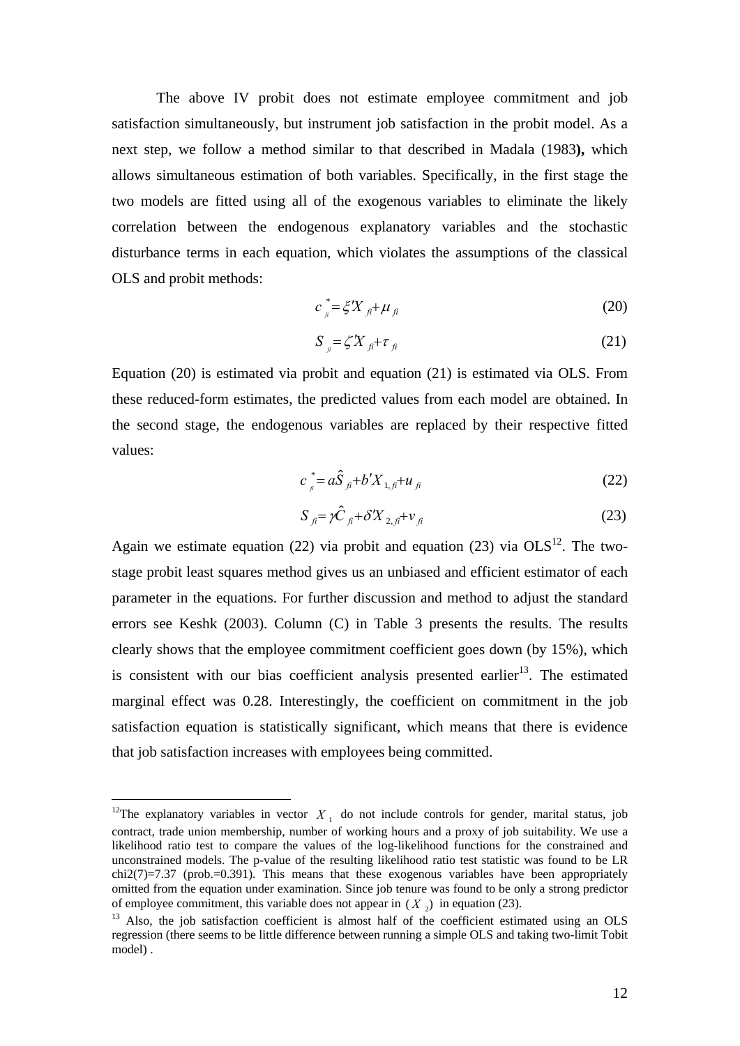The above IV probit does not estimate employee commitment and job satisfaction simultaneously, but instrument job satisfaction in the probit model. As a next step, we follow a method similar to that described in Madala (1983**),** which allows simultaneous estimation of both variables. Specifically, in the first stage the two models are fitted using all of the exogenous variables to eliminate the likely correlation between the endogenous explanatory variables and the stochastic disturbance terms in each equation, which violates the assumptions of the classical OLS and probit methods:

$$c^*_{fi} = \xi' X_{fi} + \mu_{fi} \tag{20}$$

$$S_{fi} = \zeta' X_{fi} + \tau_{fi} \tag{21}$$

Equation (20) is estimated via probit and equation (21) is estimated via OLS. From these reduced-form estimates, the predicted values from each model are obtained. In the second stage, the endogenous variables are replaced by their respective fitted values:

$$c^*_{fi} = a\hat{S}_{fi} + b' X_{1,fi} + u_{fi} \tag{22}$$

$$S_{fi} = \gamma \hat{C}_{fi} + \delta' X_{2,fi} + v_{fi} \tag{23}$$

Again we estimate equation (22) via probit and equation (23) via OLS[12]. The two-stage probit least squares method gives us an unbiased and efficient estimator of each parameter in the equations. For further discussion and method to adjust the standard errors see Keshk (2003). Column (C) in Table 3 presents the results. The results clearly shows that the employee commitment coefficient goes down (by 15%), which is consistent with our bias coefficient analysis presented earlier[13]. The estimated marginal effect was 0.28. Interestingly, the coefficient on commitment in the job satisfaction equation is statistically significant, which means that there is evidence that job satisfaction increases with employees being committed.

---

[12] The explanatory variables in vector $X_1$ do not include controls for gender, marital status, job contract, trade union membership, number of working hours and a proxy of job suitability. We use a likelihood ratio test to compare the values of the log-likelihood functions for the constrained and unconstrained models. The p-value of the resulting likelihood ratio test statistic was found to be LR chi2(7)=7.37 (prob.=0.391). This means that these exogenous variables have been appropriately omitted from the equation under examination. Since job tenure was found to be only a strong predictor of employee commitment, this variable does not appear in $(X_2)$ in equation (23).

[13] Also, the job satisfaction coefficient is almost half of the coefficient estimated using an OLS regression (there seems to be little difference between running a simple OLS and taking two-limit Tobit model) .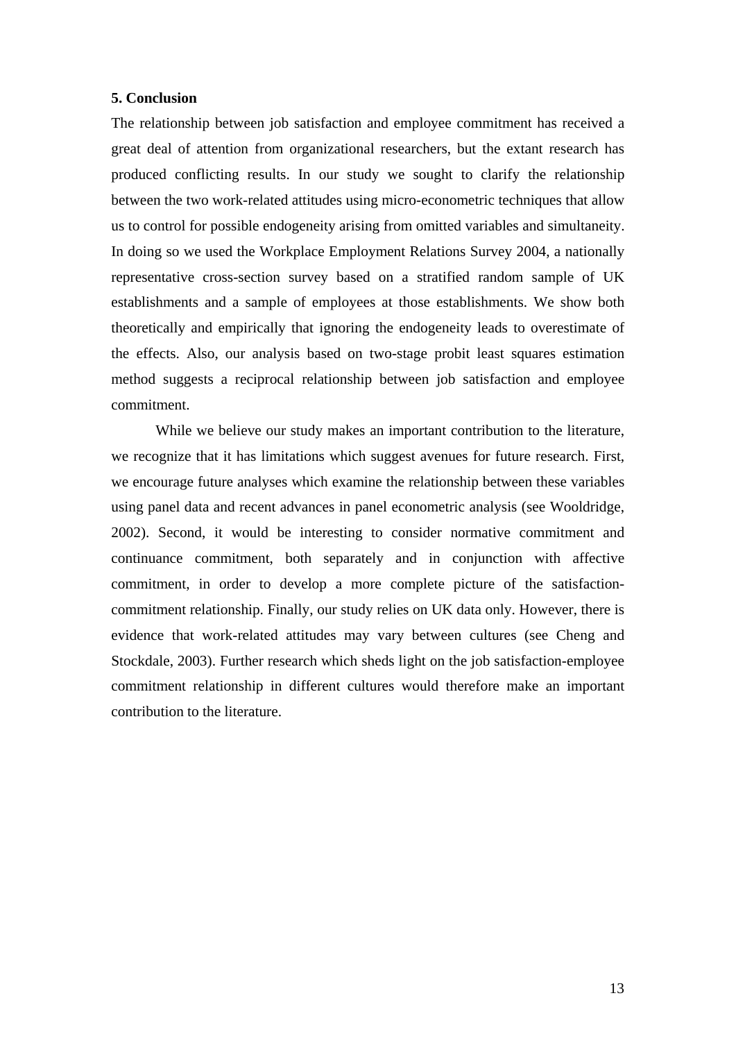## 5. Conclusion

The relationship between job satisfaction and employee commitment has received a great deal of attention from organizational researchers, but the extant research has produced conflicting results. In our study we sought to clarify the relationship between the two work-related attitudes using micro-econometric techniques that allow us to control for possible endogeneity arising from omitted variables and simultaneity. In doing so we used the Workplace Employment Relations Survey 2004, a nationally representative cross-section survey based on a stratified random sample of UK establishments and a sample of employees at those establishments. We show both theoretically and empirically that ignoring the endogeneity leads to overestimate of the effects. Also, our analysis based on two-stage probit least squares estimation method suggests a reciprocal relationship between job satisfaction and employee commitment.

While we believe our study makes an important contribution to the literature, we recognize that it has limitations which suggest avenues for future research. First, we encourage future analyses which examine the relationship between these variables using panel data and recent advances in panel econometric analysis (see Wooldridge, 2002). Second, it would be interesting to consider normative commitment and continuance commitment, both separately and in conjunction with affective commitment, in order to develop a more complete picture of the satisfaction-commitment relationship. Finally, our study relies on UK data only. However, there is evidence that work-related attitudes may vary between cultures (see Cheng and Stockdale, 2003). Further research which sheds light on the job satisfaction-employee commitment relationship in different cultures would therefore make an important contribution to the literature.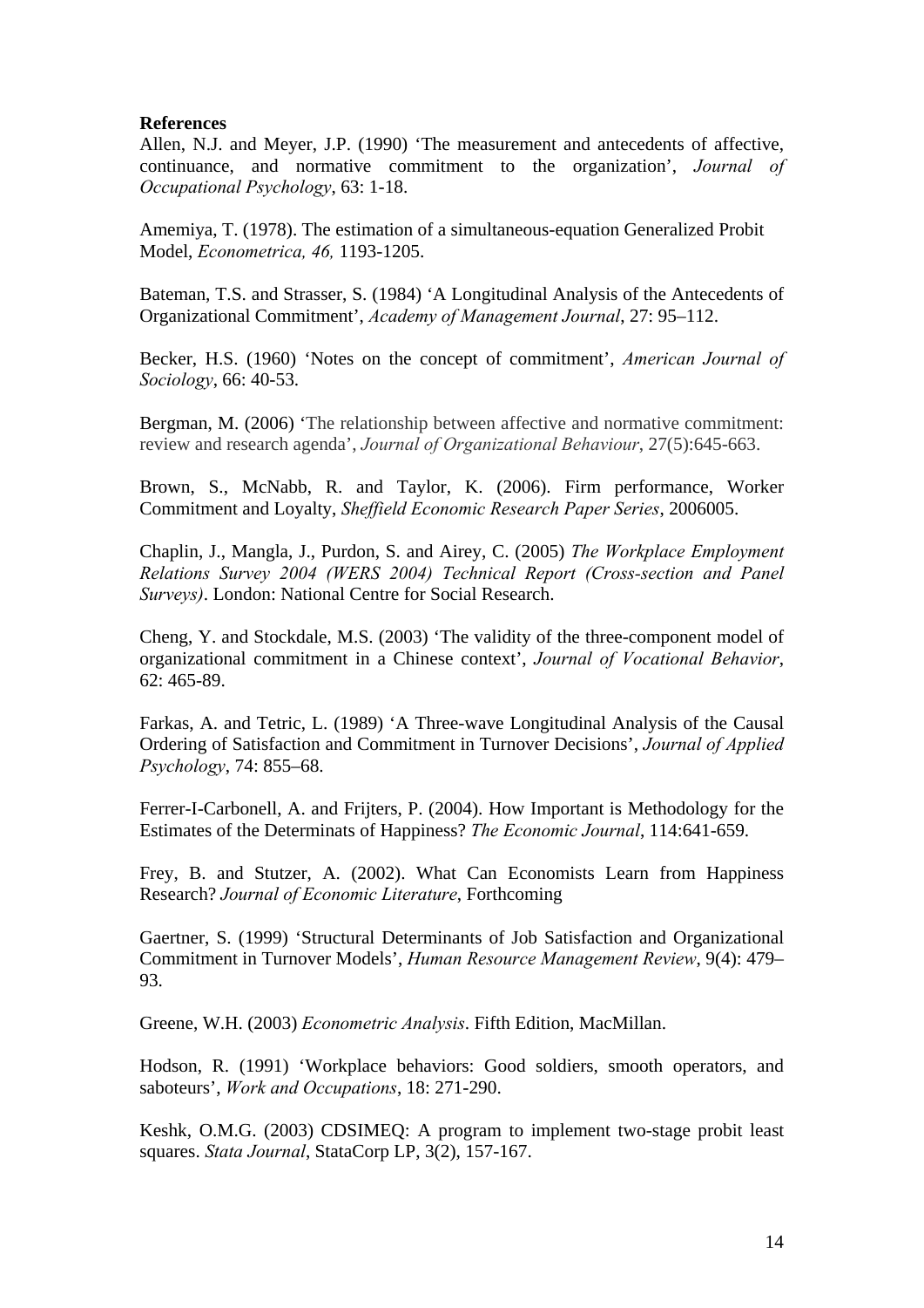**References**

Allen, N.J. and Meyer, J.P. (1990) 'The measurement and antecedents of affective, continuance, and normative commitment to the organization', *Journal of Occupational Psychology*, 63: 1-18.

Amemiya, T. (1978). The estimation of a simultaneous-equation Generalized Probit Model, *Econometrica, 46,* 1193-1205.

Bateman, T.S. and Strasser, S. (1984) 'A Longitudinal Analysis of the Antecedents of Organizational Commitment', *Academy of Management Journal*, 27: 95–112.

Becker, H.S. (1960) 'Notes on the concept of commitment', *American Journal of Sociology*, 66: 40-53.

Bergman, M. (2006) 'The relationship between affective and normative commitment: review and research agenda', *Journal of Organizational Behaviour*, 27(5):645-663.

Brown, S., McNabb, R. and Taylor, K. (2006). Firm performance, Worker Commitment and Loyalty, *Sheffield Economic Research Paper Series*, 2006005.

Chaplin, J., Mangla, J., Purdon, S. and Airey, C. (2005) *The Workplace Employment Relations Survey 2004 (WERS 2004) Technical Report (Cross-section and Panel Surveys)*. London: National Centre for Social Research.

Cheng, Y. and Stockdale, M.S. (2003) 'The validity of the three-component model of organizational commitment in a Chinese context', *Journal of Vocational Behavior*, 62: 465-89.

Farkas, A. and Tetric, L. (1989) 'A Three-wave Longitudinal Analysis of the Causal Ordering of Satisfaction and Commitment in Turnover Decisions', *Journal of Applied Psychology*, 74: 855–68.

Ferrer-I-Carbonell, A. and Frijters, P. (2004). How Important is Methodology for the Estimates of the Determinats of Happiness? *The Economic Journal*, 114:641-659.

Frey, B. and Stutzer, A. (2002). What Can Economists Learn from Happiness Research? *Journal of Economic Literature*, Forthcoming

Gaertner, S. (1999) 'Structural Determinants of Job Satisfaction and Organizational Commitment in Turnover Models', *Human Resource Management Review*, 9(4): 479–93.

Greene, W.H. (2003) *Econometric Analysis*. Fifth Edition, MacMillan.

Hodson, R. (1991) 'Workplace behaviors: Good soldiers, smooth operators, and saboteurs', *Work and Occupations*, 18: 271-290.

Keshk, O.M.G. (2003) CDSIMEQ: A program to implement two-stage probit least squares. *Stata Journal*, StataCorp LP, 3(2), 157-167.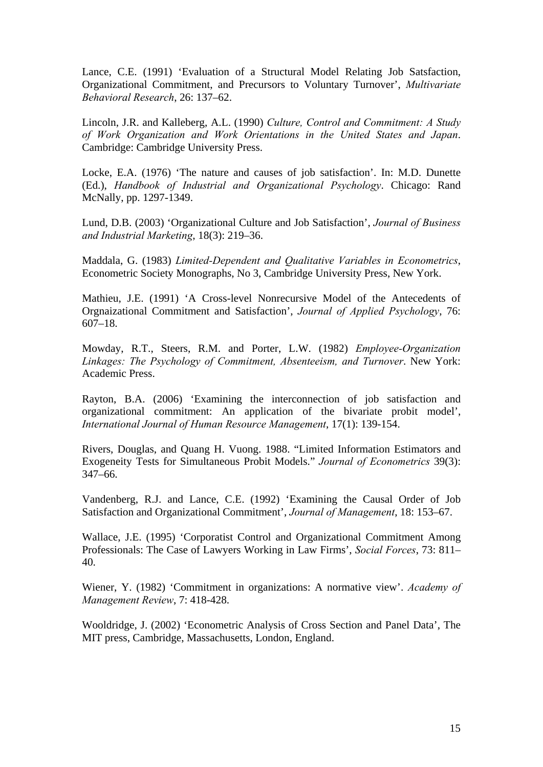Lance, C.E. (1991) 'Evaluation of a Structural Model Relating Job Satsfaction, Organizational Commitment, and Precursors to Voluntary Turnover', *Multivariate Behavioral Research*, 26: 137–62.

Lincoln, J.R. and Kalleberg, A.L. (1990) *Culture, Control and Commitment: A Study of Work Organization and Work Orientations in the United States and Japan*. Cambridge: Cambridge University Press.

Locke, E.A. (1976) 'The nature and causes of job satisfaction'. In: M.D. Dunette (Ed.), *Handbook of Industrial and Organizational Psychology*. Chicago: Rand McNally, pp. 1297-1349.

Lund, D.B. (2003) 'Organizational Culture and Job Satisfaction', *Journal of Business and Industrial Marketing*, 18(3): 219–36.

Maddala, G. (1983) *Limited-Dependent and Qualitative Variables in Econometrics*, Econometric Society Monographs, No 3, Cambridge University Press, New York.

Mathieu, J.E. (1991) 'A Cross-level Nonrecursive Model of the Antecedents of Orgnaizational Commitment and Satisfaction', *Journal of Applied Psychology*, 76: 607–18.

Mowday, R.T., Steers, R.M. and Porter, L.W. (1982) *Employee-Organization Linkages: The Psychology of Commitment, Absenteeism, and Turnover*. New York: Academic Press.

Rayton, B.A. (2006) 'Examining the interconnection of job satisfaction and organizational commitment: An application of the bivariate probit model', *International Journal of Human Resource Management*, 17(1): 139-154.

Rivers, Douglas, and Quang H. Vuong. 1988. "Limited Information Estimators and Exogeneity Tests for Simultaneous Probit Models." *Journal of Econometrics* 39(3): 347–66.

Vandenberg, R.J. and Lance, C.E. (1992) 'Examining the Causal Order of Job Satisfaction and Organizational Commitment', *Journal of Management*, 18: 153–67.

Wallace, J.E. (1995) 'Corporatist Control and Organizational Commitment Among Professionals: The Case of Lawyers Working in Law Firms', *Social Forces*, 73: 811–40.

Wiener, Y. (1982) 'Commitment in organizations: A normative view'. *Academy of Management Review*, 7: 418-428.

Wooldridge, J. (2002) 'Econometric Analysis of Cross Section and Panel Data', The MIT press, Cambridge, Massachusetts, London, England.